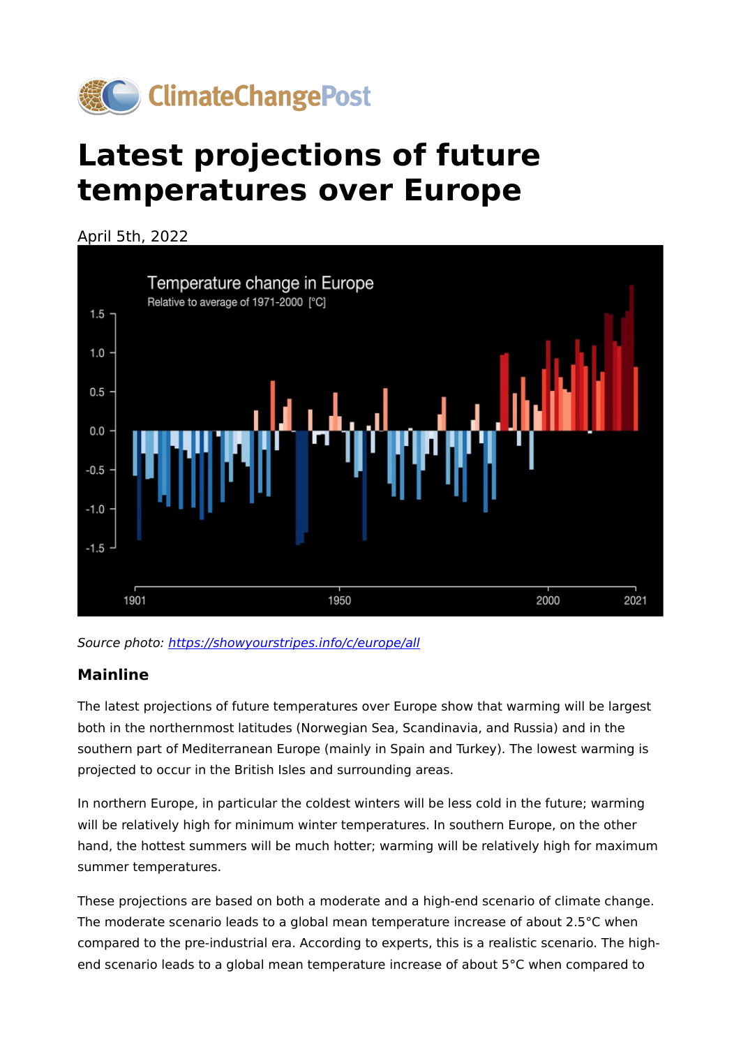ClimateChangePost

# Latest projections of future temperatures over Europe

April 5th, 2022

*Source photo: https://showyourstripes.info/c/europe/all*

### Mainline

The latest projections of future temperatures over Europe show that warming will be largest both in the northernmost latitudes (Norwegian Sea, Scandinavia, and Russia) and in the southern part of Mediterranean Europe (mainly in Spain and Turkey). The lowest warming is projected to occur in the British Isles and surrounding areas.

In northern Europe, in particular the coldest winters will be less cold in the future; warming will be relatively high for minimum winter temperatures. In southern Europe, on the other hand, the hottest summers will be much hotter; warming will be relatively high for maximum summer temperatures.

These projections are based on both a moderate and a high-end scenario of climate change. The moderate scenario leads to a global mean temperature increase of about 2.5°C when compared to the pre-industrial era. According to experts, this is a realistic scenario. The high-end scenario leads to a global mean temperature increase of about 5°C when compared to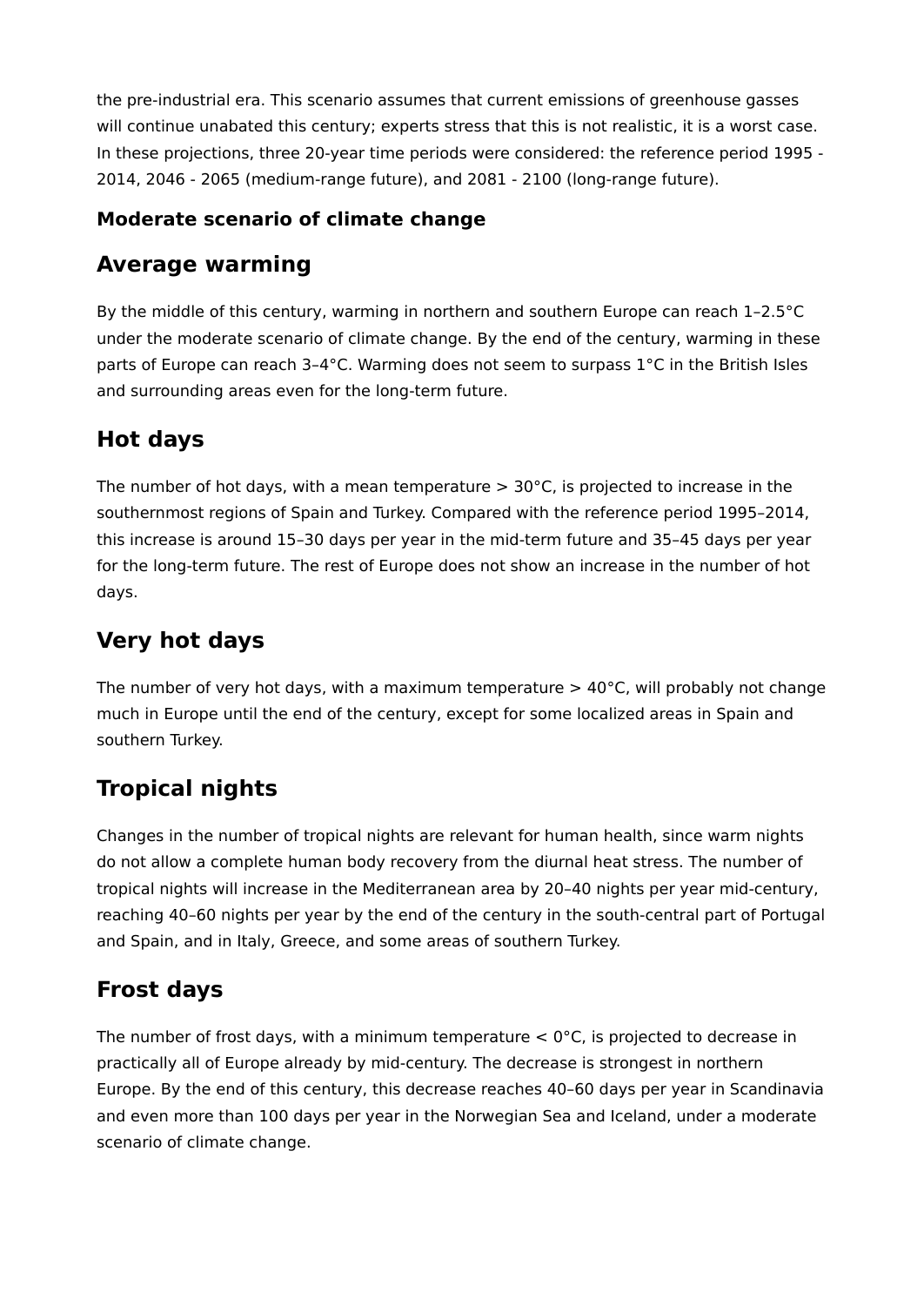the pre-industrial era. This scenario assumes that current emissions of greenhouse gasses will continue unabated this century; experts stress that this is not realistic, it is a worst case. In these projections, three 20-year time periods were considered: the reference period 1995 - 2014, 2046 - 2065 (medium-range future), and 2081 - 2100 (long-range future).

### Moderate scenario of climate change

## Average warming

By the middle of this century, warming in northern and southern Europe can reach 1–2.5°C under the moderate scenario of climate change. By the end of the century, warming in these parts of Europe can reach 3–4°C. Warming does not seem to surpass 1°C in the British Isles and surrounding areas even for the long-term future.

## Hot days

The number of hot days, with a mean temperature > 30°C, is projected to increase in the southernmost regions of Spain and Turkey. Compared with the reference period 1995–2014, this increase is around 15–30 days per year in the mid-term future and 35–45 days per year for the long-term future. The rest of Europe does not show an increase in the number of hot days.

## Very hot days

The number of very hot days, with a maximum temperature > 40°C, will probably not change much in Europe until the end of the century, except for some localized areas in Spain and southern Turkey.

## Tropical nights

Changes in the number of tropical nights are relevant for human health, since warm nights do not allow a complete human body recovery from the diurnal heat stress. The number of tropical nights will increase in the Mediterranean area by 20–40 nights per year mid-century, reaching 40–60 nights per year by the end of the century in the south-central part of Portugal and Spain, and in Italy, Greece, and some areas of southern Turkey.

## Frost days

The number of frost days, with a minimum temperature < 0°C, is projected to decrease in practically all of Europe already by mid-century. The decrease is strongest in northern Europe. By the end of this century, this decrease reaches 40–60 days per year in Scandinavia and even more than 100 days per year in the Norwegian Sea and Iceland, under a moderate scenario of climate change.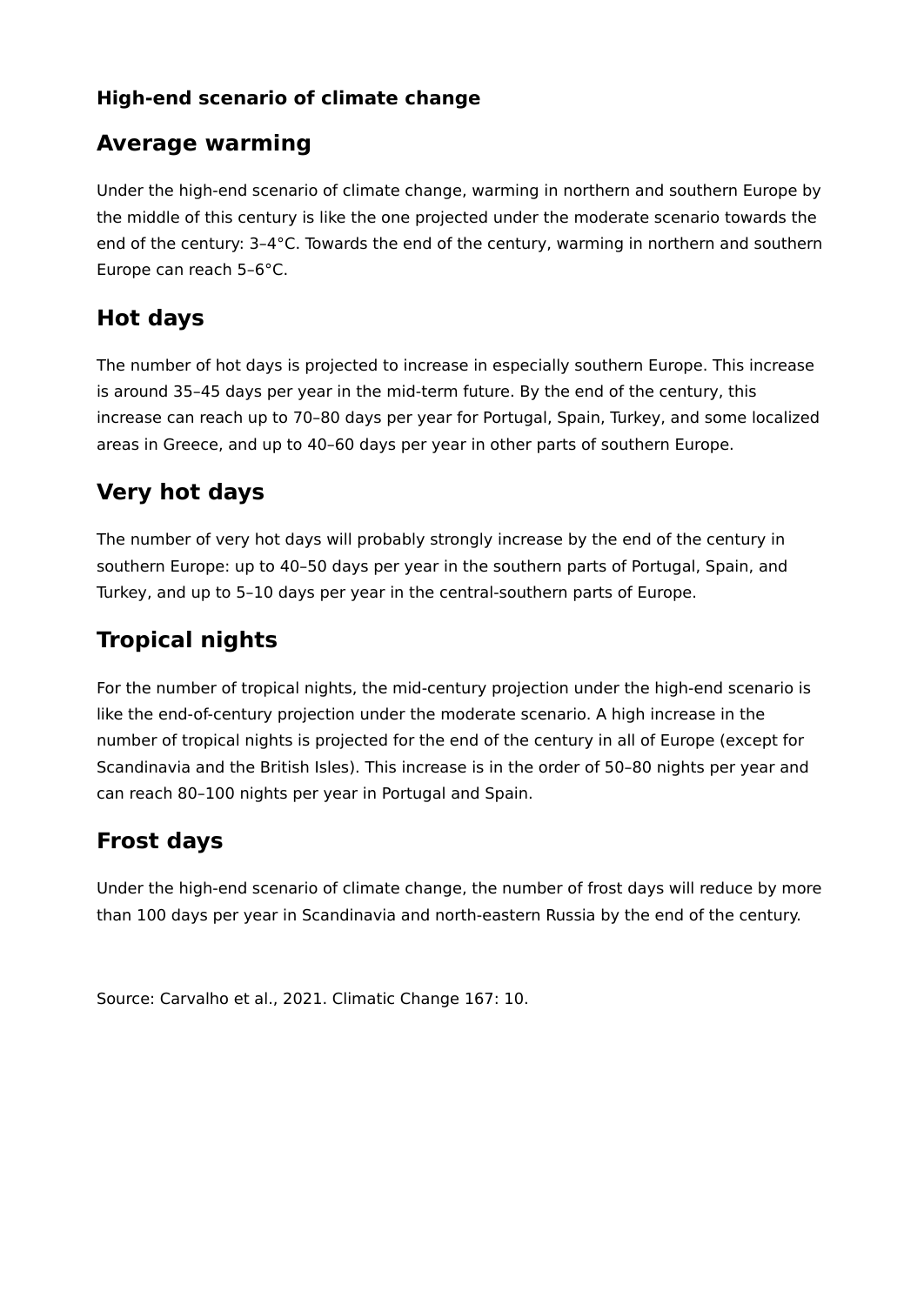**High-end scenario of climate change**

## Average warming

Under the high-end scenario of climate change, warming in northern and southern Europe by the middle of this century is like the one projected under the moderate scenario towards the end of the century: 3–4°C. Towards the end of the century, warming in northern and southern Europe can reach 5–6°C.

## Hot days

The number of hot days is projected to increase in especially southern Europe. This increase is around 35–45 days per year in the mid-term future. By the end of the century, this increase can reach up to 70–80 days per year for Portugal, Spain, Turkey, and some localized areas in Greece, and up to 40–60 days per year in other parts of southern Europe.

## Very hot days

The number of very hot days will probably strongly increase by the end of the century in southern Europe: up to 40–50 days per year in the southern parts of Portugal, Spain, and Turkey, and up to 5–10 days per year in the central-southern parts of Europe.

## Tropical nights

For the number of tropical nights, the mid-century projection under the high-end scenario is like the end-of-century projection under the moderate scenario. A high increase in the number of tropical nights is projected for the end of the century in all of Europe (except for Scandinavia and the British Isles). This increase is in the order of 50–80 nights per year and can reach 80–100 nights per year in Portugal and Spain.

## Frost days

Under the high-end scenario of climate change, the number of frost days will reduce by more than 100 days per year in Scandinavia and north-eastern Russia by the end of the century.

Source: Carvalho et al., 2021. Climatic Change 167: 10.